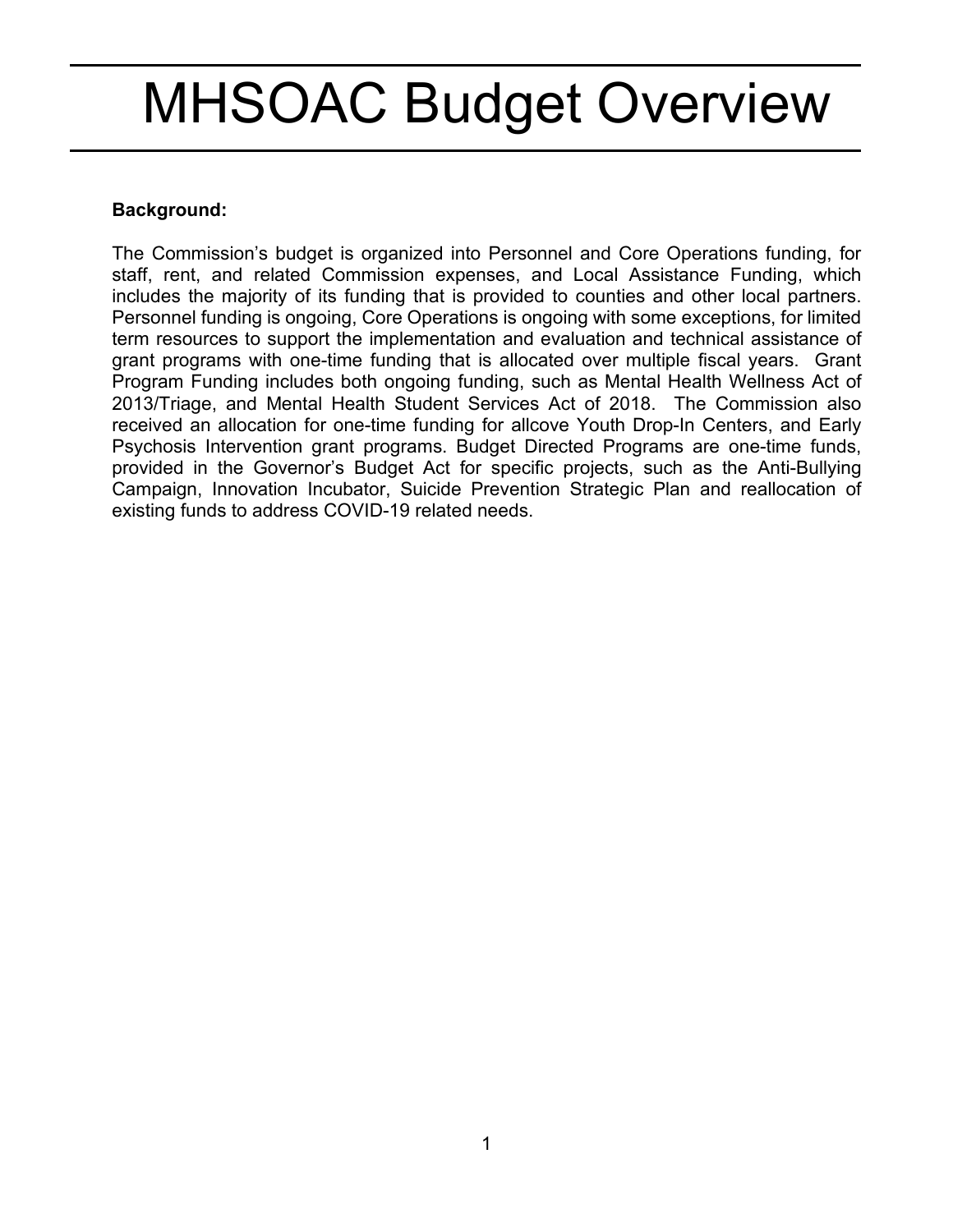# MHSOAC Budget Overview

**Background:**

The Commission's budget is organized into Personnel and Core Operations funding, for staff, rent, and related Commission expenses, and Local Assistance Funding, which includes the majority of its funding that is provided to counties and other local partners. Personnel funding is ongoing, Core Operations is ongoing with some exceptions, for limited term resources to support the implementation and evaluation and technical assistance of grant programs with one-time funding that is allocated over multiple fiscal years. Grant Program Funding includes both ongoing funding, such as Mental Health Wellness Act of 2013/Triage, and Mental Health Student Services Act of 2018. The Commission also received an allocation for one-time funding for allcove Youth Drop-In Centers, and Early Psychosis Intervention grant programs. Budget Directed Programs are one-time funds, provided in the Governor's Budget Act for specific projects, such as the Anti-Bullying Campaign, Innovation Incubator, Suicide Prevention Strategic Plan and reallocation of existing funds to address COVID-19 related needs.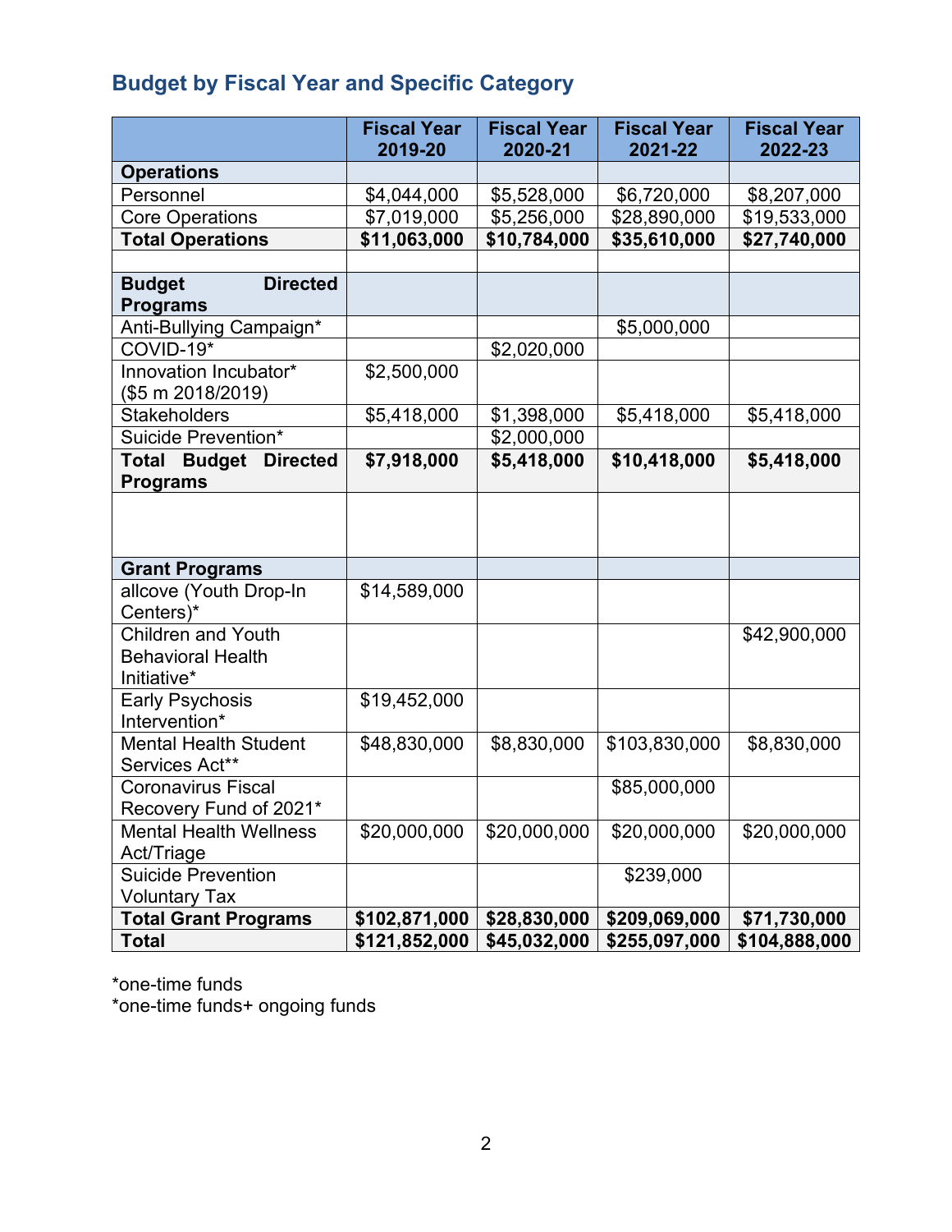## Budget by Fiscal Year and Specific Category

| | Fiscal Year 2019-20 | Fiscal Year 2020-21 | Fiscal Year 2021-22 | Fiscal Year 2022-23 |
|---|---|---|---|---|
| **Operations** | | | | |
| Personnel | $4,044,000 | $5,528,000 | $6,720,000 | $8,207,000 |
| Core Operations | $7,019,000 | $5,256,000 | $28,890,000 | $19,533,000 |
| **Total Operations** | **$11,063,000** | **$10,784,000** | **$35,610,000** | **$27,740,000** |
| | | | | |
| **Budget Directed Programs** | | | | |
| Anti-Bullying Campaign* | | | $5,000,000 | |
| COVID-19* | | $2,020,000 | | |
| Innovation Incubator* ($5 m 2018/2019) | $2,500,000 | | | |
| Stakeholders | $5,418,000 | $1,398,000 | $5,418,000 | $5,418,000 |
| Suicide Prevention* | | $2,000,000 | | |
| **Total Budget Directed Programs** | **$7,918,000** | **$5,418,000** | **$10,418,000** | **$5,418,000** |
| | | | | |
| **Grant Programs** | | | | |
| allcove (Youth Drop-In Centers)* | $14,589,000 | | | |
| Children and Youth Behavioral Health Initiative* | | | | $42,900,000 |
| Early Psychosis Intervention* | $19,452,000 | | | |
| Mental Health Student Services Act** | $48,830,000 | $8,830,000 | $103,830,000 | $8,830,000 |
| Coronavirus Fiscal Recovery Fund of 2021* | | | $85,000,000 | |
| Mental Health Wellness Act/Triage | $20,000,000 | $20,000,000 | $20,000,000 | $20,000,000 |
| Suicide Prevention Voluntary Tax | | | $239,000 | |
| **Total Grant Programs** | **$102,871,000** | **$28,830,000** | **$209,069,000** | **$71,730,000** |
| **Total** | **$121,852,000** | **$45,032,000** | **$255,097,000** | **$104,888,000** |

*one-time funds
*one-time funds+ ongoing funds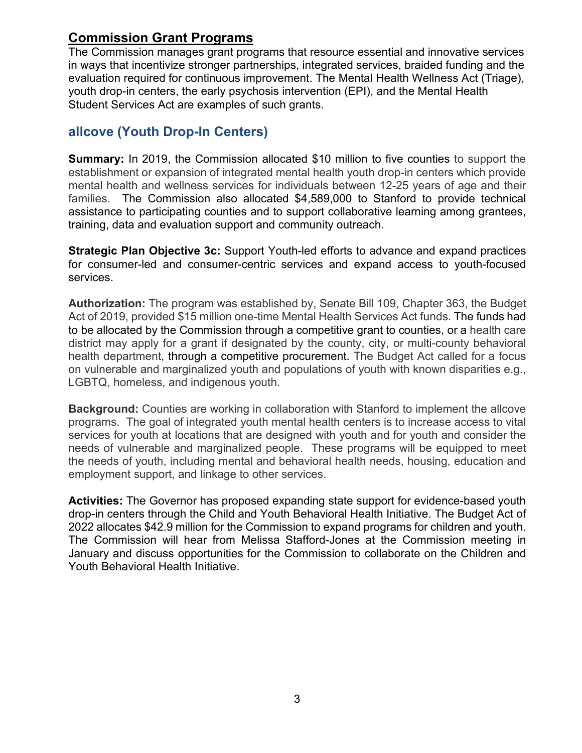## Commission Grant Programs

The Commission manages grant programs that resource essential and innovative services in ways that incentivize stronger partnerships, integrated services, braided funding and the evaluation required for continuous improvement. The Mental Health Wellness Act (Triage), youth drop-in centers, the early psychosis intervention (EPI), and the Mental Health Student Services Act are examples of such grants.

### allcove (Youth Drop-In Centers)

**Summary:** In 2019, the Commission allocated $10 million to five counties to support the establishment or expansion of integrated mental health youth drop-in centers which provide mental health and wellness services for individuals between 12-25 years of age and their families. The Commission also allocated $4,589,000 to Stanford to provide technical assistance to participating counties and to support collaborative learning among grantees, training, data and evaluation support and community outreach.

**Strategic Plan Objective 3c:** Support Youth-led efforts to advance and expand practices for consumer-led and consumer-centric services and expand access to youth-focused services.

**Authorization:** The program was established by, Senate Bill 109, Chapter 363, the Budget Act of 2019, provided $15 million one-time Mental Health Services Act funds. The funds had to be allocated by the Commission through a competitive grant to counties, or a health care district may apply for a grant if designated by the county, city, or multi-county behavioral health department, through a competitive procurement. The Budget Act called for a focus on vulnerable and marginalized youth and populations of youth with known disparities e.g., LGBTQ, homeless, and indigenous youth.

**Background:** Counties are working in collaboration with Stanford to implement the allcove programs. The goal of integrated youth mental health centers is to increase access to vital services for youth at locations that are designed with youth and for youth and consider the needs of vulnerable and marginalized people. These programs will be equipped to meet the needs of youth, including mental and behavioral health needs, housing, education and employment support, and linkage to other services.

**Activities:** The Governor has proposed expanding state support for evidence-based youth drop-in centers through the Child and Youth Behavioral Health Initiative. The Budget Act of 2022 allocates $42.9 million for the Commission to expand programs for children and youth. The Commission will hear from Melissa Stafford-Jones at the Commission meeting in January and discuss opportunities for the Commission to collaborate on the Children and Youth Behavioral Health Initiative.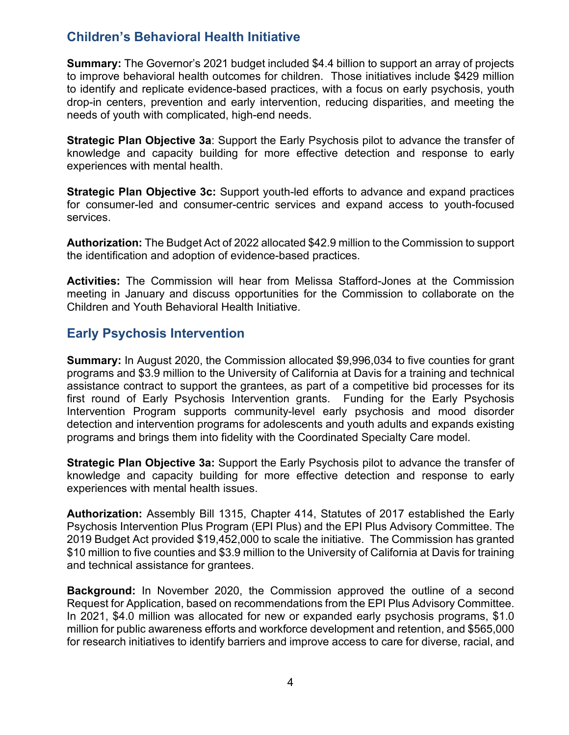## Children's Behavioral Health Initiative

**Summary:** The Governor's 2021 budget included $4.4 billion to support an array of projects to improve behavioral health outcomes for children. Those initiatives include $429 million to identify and replicate evidence-based practices, with a focus on early psychosis, youth drop-in centers, prevention and early intervention, reducing disparities, and meeting the needs of youth with complicated, high-end needs.

**Strategic Plan Objective 3a**: Support the Early Psychosis pilot to advance the transfer of knowledge and capacity building for more effective detection and response to early experiences with mental health.

**Strategic Plan Objective 3c:** Support youth-led efforts to advance and expand practices for consumer-led and consumer-centric services and expand access to youth-focused services.

**Authorization:** The Budget Act of 2022 allocated $42.9 million to the Commission to support the identification and adoption of evidence-based practices.

**Activities:** The Commission will hear from Melissa Stafford-Jones at the Commission meeting in January and discuss opportunities for the Commission to collaborate on the Children and Youth Behavioral Health Initiative.

## Early Psychosis Intervention

**Summary:** In August 2020, the Commission allocated $9,996,034 to five counties for grant programs and $3.9 million to the University of California at Davis for a training and technical assistance contract to support the grantees, as part of a competitive bid processes for its first round of Early Psychosis Intervention grants. Funding for the Early Psychosis Intervention Program supports community-level early psychosis and mood disorder detection and intervention programs for adolescents and youth adults and expands existing programs and brings them into fidelity with the Coordinated Specialty Care model.

**Strategic Plan Objective 3a:** Support the Early Psychosis pilot to advance the transfer of knowledge and capacity building for more effective detection and response to early experiences with mental health issues.

**Authorization:** Assembly Bill 1315, Chapter 414, Statutes of 2017 established the Early Psychosis Intervention Plus Program (EPI Plus) and the EPI Plus Advisory Committee. The 2019 Budget Act provided $19,452,000 to scale the initiative. The Commission has granted $10 million to five counties and $3.9 million to the University of California at Davis for training and technical assistance for grantees.

**Background:** In November 2020, the Commission approved the outline of a second Request for Application, based on recommendations from the EPI Plus Advisory Committee. In 2021, $4.0 million was allocated for new or expanded early psychosis programs, $1.0 million for public awareness efforts and workforce development and retention, and $565,000 for research initiatives to identify barriers and improve access to care for diverse, racial, and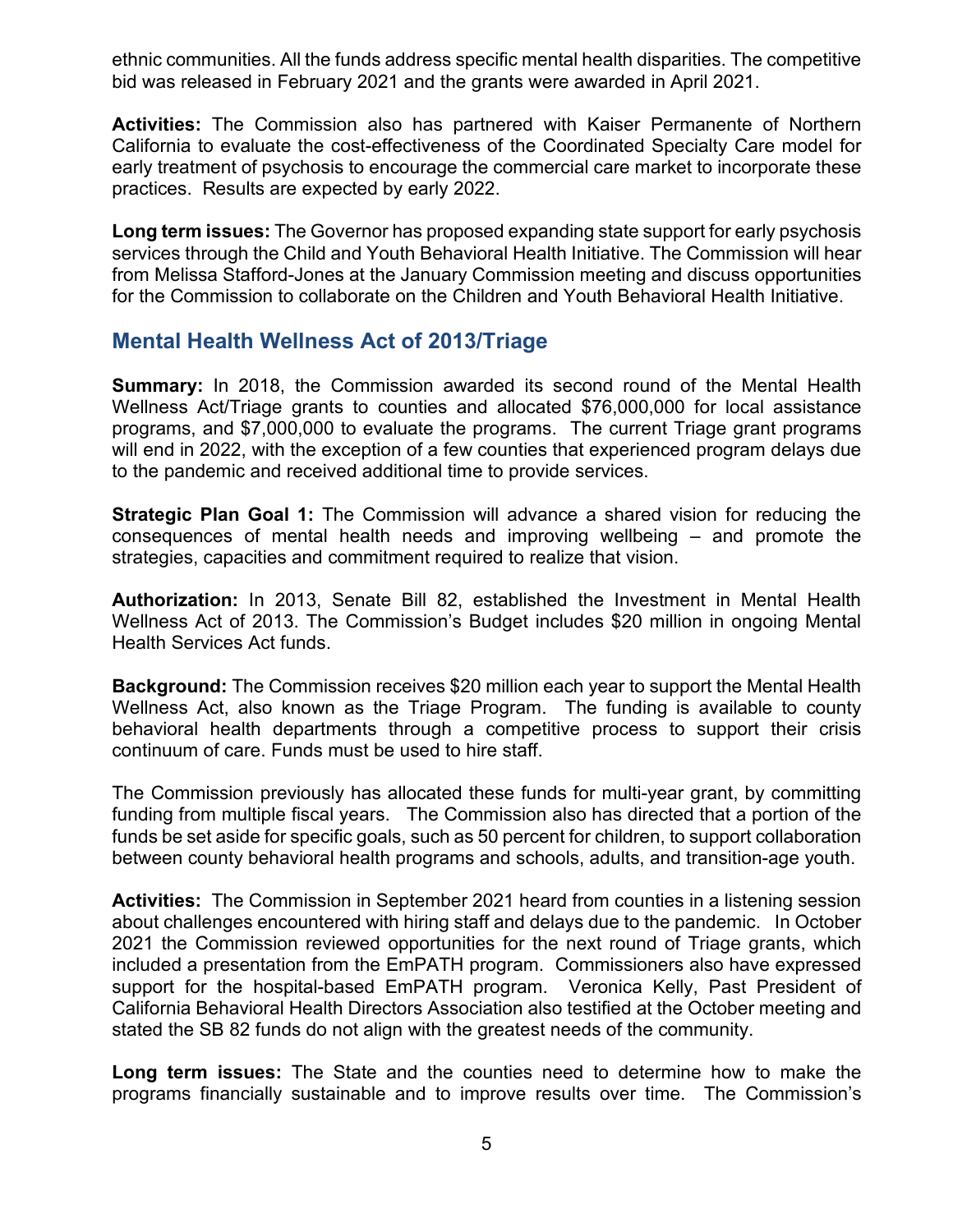ethnic communities. All the funds address specific mental health disparities. The competitive bid was released in February 2021 and the grants were awarded in April 2021.

**Activities:** The Commission also has partnered with Kaiser Permanente of Northern California to evaluate the cost-effectiveness of the Coordinated Specialty Care model for early treatment of psychosis to encourage the commercial care market to incorporate these practices. Results are expected by early 2022.

**Long term issues:** The Governor has proposed expanding state support for early psychosis services through the Child and Youth Behavioral Health Initiative. The Commission will hear from Melissa Stafford-Jones at the January Commission meeting and discuss opportunities for the Commission to collaborate on the Children and Youth Behavioral Health Initiative.

## Mental Health Wellness Act of 2013/Triage

**Summary:** In 2018, the Commission awarded its second round of the Mental Health Wellness Act/Triage grants to counties and allocated $76,000,000 for local assistance programs, and $7,000,000 to evaluate the programs. The current Triage grant programs will end in 2022, with the exception of a few counties that experienced program delays due to the pandemic and received additional time to provide services.

**Strategic Plan Goal 1:** The Commission will advance a shared vision for reducing the consequences of mental health needs and improving wellbeing – and promote the strategies, capacities and commitment required to realize that vision.

**Authorization:** In 2013, Senate Bill 82, established the Investment in Mental Health Wellness Act of 2013. The Commission's Budget includes $20 million in ongoing Mental Health Services Act funds.

**Background:** The Commission receives $20 million each year to support the Mental Health Wellness Act, also known as the Triage Program. The funding is available to county behavioral health departments through a competitive process to support their crisis continuum of care. Funds must be used to hire staff.

The Commission previously has allocated these funds for multi-year grant, by committing funding from multiple fiscal years. The Commission also has directed that a portion of the funds be set aside for specific goals, such as 50 percent for children, to support collaboration between county behavioral health programs and schools, adults, and transition-age youth.

**Activities:** The Commission in September 2021 heard from counties in a listening session about challenges encountered with hiring staff and delays due to the pandemic. In October 2021 the Commission reviewed opportunities for the next round of Triage grants, which included a presentation from the EmPATH program. Commissioners also have expressed support for the hospital-based EmPATH program. Veronica Kelly, Past President of California Behavioral Health Directors Association also testified at the October meeting and stated the SB 82 funds do not align with the greatest needs of the community.

**Long term issues:** The State and the counties need to determine how to make the programs financially sustainable and to improve results over time. The Commission's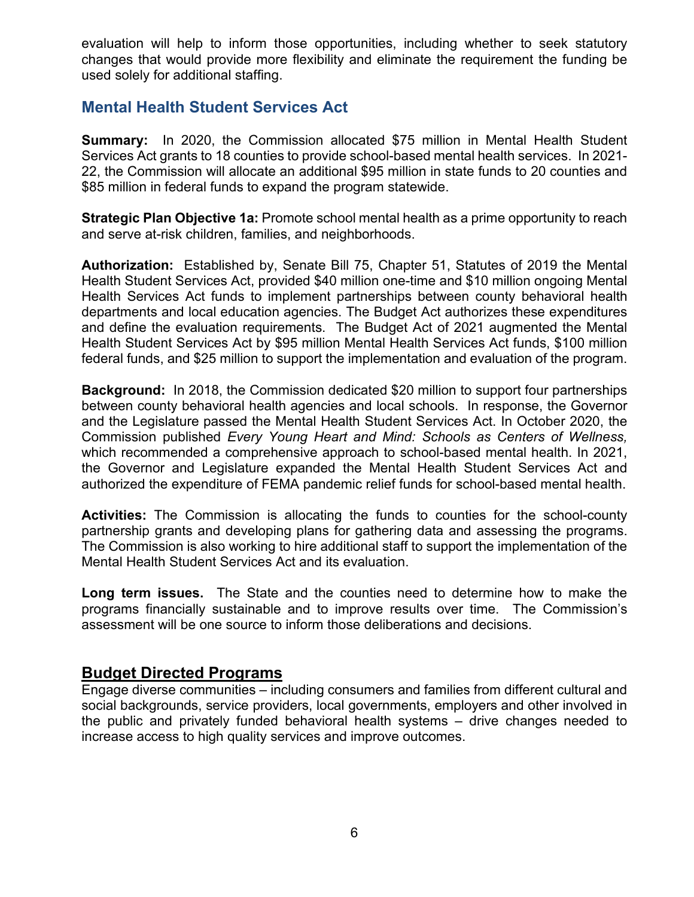evaluation will help to inform those opportunities, including whether to seek statutory changes that would provide more flexibility and eliminate the requirement the funding be used solely for additional staffing.

## Mental Health Student Services Act

**Summary:** In 2020, the Commission allocated $75 million in Mental Health Student Services Act grants to 18 counties to provide school-based mental health services. In 2021-22, the Commission will allocate an additional $95 million in state funds to 20 counties and $85 million in federal funds to expand the program statewide.

**Strategic Plan Objective 1a:** Promote school mental health as a prime opportunity to reach and serve at-risk children, families, and neighborhoods.

**Authorization:** Established by, Senate Bill 75, Chapter 51, Statutes of 2019 the Mental Health Student Services Act, provided $40 million one-time and $10 million ongoing Mental Health Services Act funds to implement partnerships between county behavioral health departments and local education agencies. The Budget Act authorizes these expenditures and define the evaluation requirements. The Budget Act of 2021 augmented the Mental Health Student Services Act by $95 million Mental Health Services Act funds, $100 million federal funds, and $25 million to support the implementation and evaluation of the program.

**Background:** In 2018, the Commission dedicated $20 million to support four partnerships between county behavioral health agencies and local schools. In response, the Governor and the Legislature passed the Mental Health Student Services Act. In October 2020, the Commission published *Every Young Heart and Mind: Schools as Centers of Wellness,* which recommended a comprehensive approach to school-based mental health. In 2021, the Governor and Legislature expanded the Mental Health Student Services Act and authorized the expenditure of FEMA pandemic relief funds for school-based mental health.

**Activities:** The Commission is allocating the funds to counties for the school-county partnership grants and developing plans for gathering data and assessing the programs. The Commission is also working to hire additional staff to support the implementation of the Mental Health Student Services Act and its evaluation.

**Long term issues.** The State and the counties need to determine how to make the programs financially sustainable and to improve results over time. The Commission's assessment will be one source to inform those deliberations and decisions.

## Budget Directed Programs

Engage diverse communities – including consumers and families from different cultural and social backgrounds, service providers, local governments, employers and other involved in the public and privately funded behavioral health systems – drive changes needed to increase access to high quality services and improve outcomes.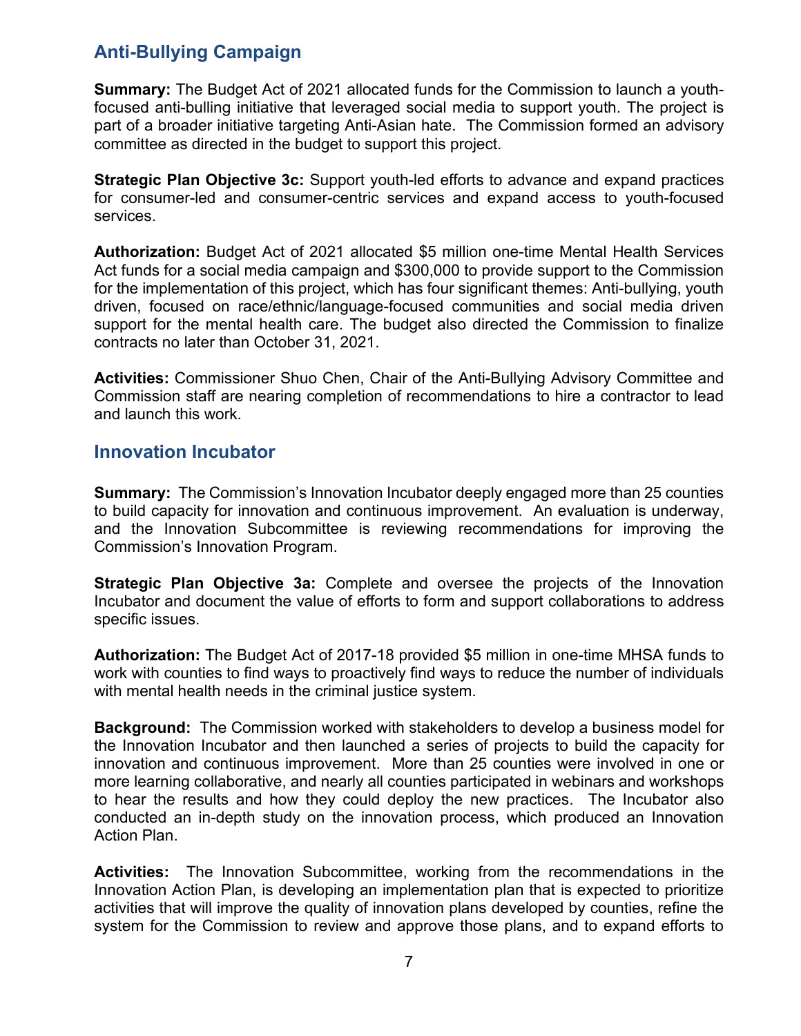## Anti-Bullying Campaign

**Summary:** The Budget Act of 2021 allocated funds for the Commission to launch a youth-focused anti-bulling initiative that leveraged social media to support youth. The project is part of a broader initiative targeting Anti-Asian hate. The Commission formed an advisory committee as directed in the budget to support this project.

**Strategic Plan Objective 3c:** Support youth-led efforts to advance and expand practices for consumer-led and consumer-centric services and expand access to youth-focused services.

**Authorization:** Budget Act of 2021 allocated $5 million one-time Mental Health Services Act funds for a social media campaign and $300,000 to provide support to the Commission for the implementation of this project, which has four significant themes: Anti-bullying, youth driven, focused on race/ethnic/language-focused communities and social media driven support for the mental health care. The budget also directed the Commission to finalize contracts no later than October 31, 2021.

**Activities:** Commissioner Shuo Chen, Chair of the Anti-Bullying Advisory Committee and Commission staff are nearing completion of recommendations to hire a contractor to lead and launch this work.

## Innovation Incubator

**Summary:** The Commission's Innovation Incubator deeply engaged more than 25 counties to build capacity for innovation and continuous improvement. An evaluation is underway, and the Innovation Subcommittee is reviewing recommendations for improving the Commission's Innovation Program.

**Strategic Plan Objective 3a:** Complete and oversee the projects of the Innovation Incubator and document the value of efforts to form and support collaborations to address specific issues.

**Authorization:** The Budget Act of 2017-18 provided $5 million in one-time MHSA funds to work with counties to find ways to proactively find ways to reduce the number of individuals with mental health needs in the criminal justice system.

**Background:** The Commission worked with stakeholders to develop a business model for the Innovation Incubator and then launched a series of projects to build the capacity for innovation and continuous improvement. More than 25 counties were involved in one or more learning collaborative, and nearly all counties participated in webinars and workshops to hear the results and how they could deploy the new practices. The Incubator also conducted an in-depth study on the innovation process, which produced an Innovation Action Plan.

**Activities:** The Innovation Subcommittee, working from the recommendations in the Innovation Action Plan, is developing an implementation plan that is expected to prioritize activities that will improve the quality of innovation plans developed by counties, refine the system for the Commission to review and approve those plans, and to expand efforts to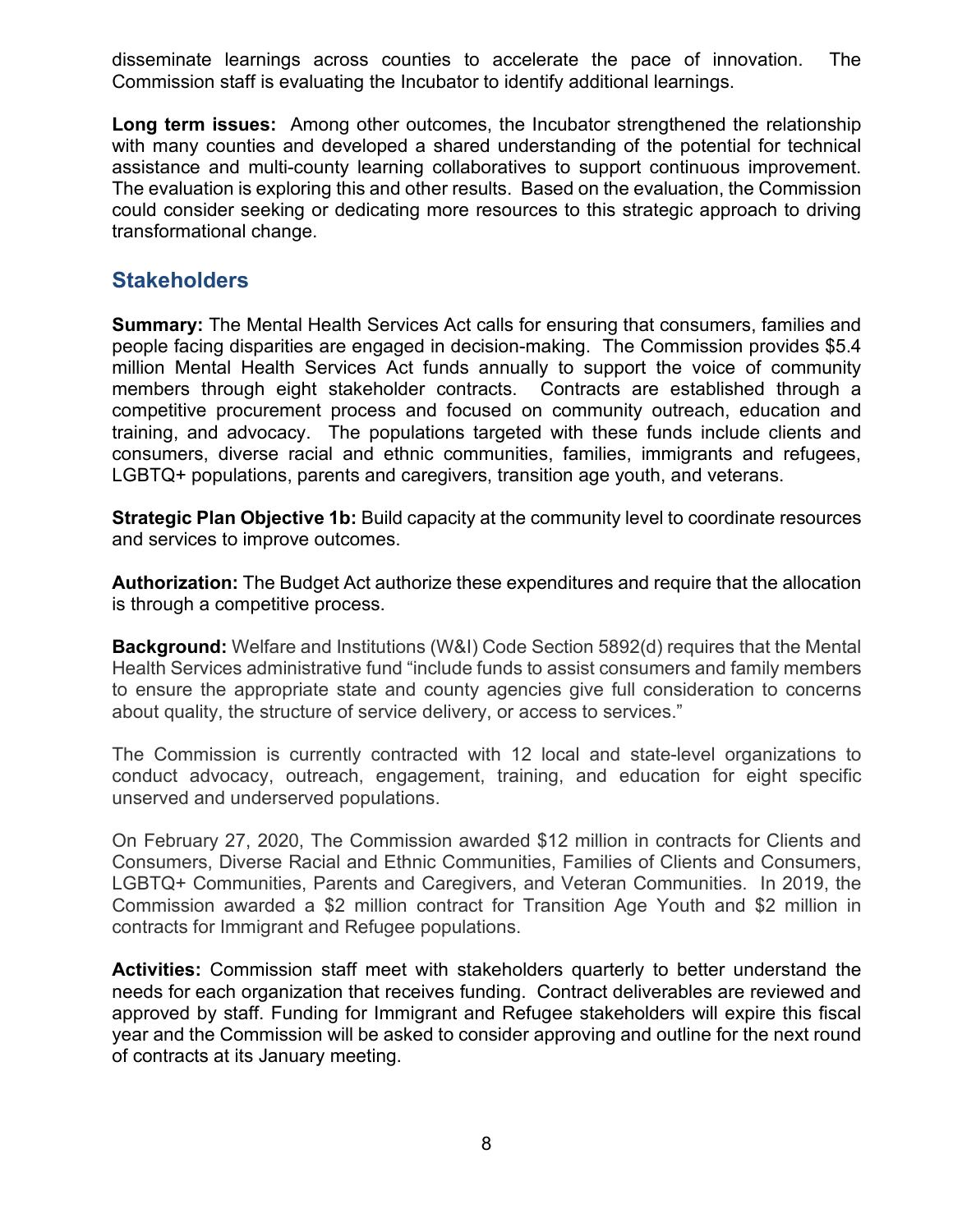disseminate learnings across counties to accelerate the pace of innovation. The Commission staff is evaluating the Incubator to identify additional learnings.

**Long term issues:** Among other outcomes, the Incubator strengthened the relationship with many counties and developed a shared understanding of the potential for technical assistance and multi-county learning collaboratives to support continuous improvement. The evaluation is exploring this and other results. Based on the evaluation, the Commission could consider seeking or dedicating more resources to this strategic approach to driving transformational change.

## Stakeholders

**Summary:** The Mental Health Services Act calls for ensuring that consumers, families and people facing disparities are engaged in decision-making. The Commission provides $5.4 million Mental Health Services Act funds annually to support the voice of community members through eight stakeholder contracts. Contracts are established through a competitive procurement process and focused on community outreach, education and training, and advocacy. The populations targeted with these funds include clients and consumers, diverse racial and ethnic communities, families, immigrants and refugees, LGBTQ+ populations, parents and caregivers, transition age youth, and veterans.

**Strategic Plan Objective 1b:** Build capacity at the community level to coordinate resources and services to improve outcomes.

**Authorization:** The Budget Act authorize these expenditures and require that the allocation is through a competitive process.

**Background:** Welfare and Institutions (W&I) Code Section 5892(d) requires that the Mental Health Services administrative fund "include funds to assist consumers and family members to ensure the appropriate state and county agencies give full consideration to concerns about quality, the structure of service delivery, or access to services."

The Commission is currently contracted with 12 local and state-level organizations to conduct advocacy, outreach, engagement, training, and education for eight specific unserved and underserved populations.

On February 27, 2020, The Commission awarded $12 million in contracts for Clients and Consumers, Diverse Racial and Ethnic Communities, Families of Clients and Consumers, LGBTQ+ Communities, Parents and Caregivers, and Veteran Communities. In 2019, the Commission awarded a $2 million contract for Transition Age Youth and $2 million in contracts for Immigrant and Refugee populations.

**Activities:** Commission staff meet with stakeholders quarterly to better understand the needs for each organization that receives funding. Contract deliverables are reviewed and approved by staff. Funding for Immigrant and Refugee stakeholders will expire this fiscal year and the Commission will be asked to consider approving and outline for the next round of contracts at its January meeting.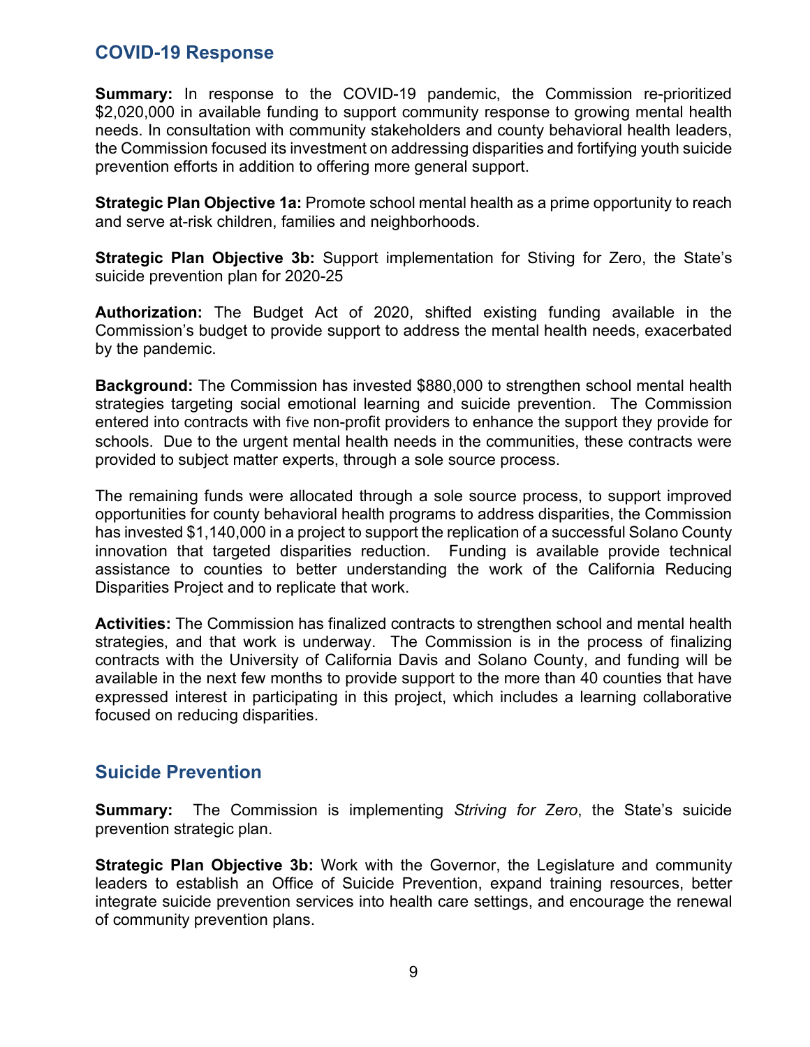## COVID-19 Response

**Summary:** In response to the COVID-19 pandemic, the Commission re-prioritized $2,020,000 in available funding to support community response to growing mental health needs. In consultation with community stakeholders and county behavioral health leaders, the Commission focused its investment on addressing disparities and fortifying youth suicide prevention efforts in addition to offering more general support.

**Strategic Plan Objective 1a:** Promote school mental health as a prime opportunity to reach and serve at-risk children, families and neighborhoods.

**Strategic Plan Objective 3b:** Support implementation for Stiving for Zero, the State's suicide prevention plan for 2020-25

**Authorization:** The Budget Act of 2020, shifted existing funding available in the Commission's budget to provide support to address the mental health needs, exacerbated by the pandemic.

**Background:** The Commission has invested $880,000 to strengthen school mental health strategies targeting social emotional learning and suicide prevention. The Commission entered into contracts with five non-profit providers to enhance the support they provide for schools. Due to the urgent mental health needs in the communities, these contracts were provided to subject matter experts, through a sole source process.

The remaining funds were allocated through a sole source process, to support improved opportunities for county behavioral health programs to address disparities, the Commission has invested $1,140,000 in a project to support the replication of a successful Solano County innovation that targeted disparities reduction. Funding is available provide technical assistance to counties to better understanding the work of the California Reducing Disparities Project and to replicate that work.

**Activities:** The Commission has finalized contracts to strengthen school and mental health strategies, and that work is underway. The Commission is in the process of finalizing contracts with the University of California Davis and Solano County, and funding will be available in the next few months to provide support to the more than 40 counties that have expressed interest in participating in this project, which includes a learning collaborative focused on reducing disparities.

## Suicide Prevention

**Summary:** The Commission is implementing *Striving for Zero*, the State's suicide prevention strategic plan.

**Strategic Plan Objective 3b:** Work with the Governor, the Legislature and community leaders to establish an Office of Suicide Prevention, expand training resources, better integrate suicide prevention services into health care settings, and encourage the renewal of community prevention plans.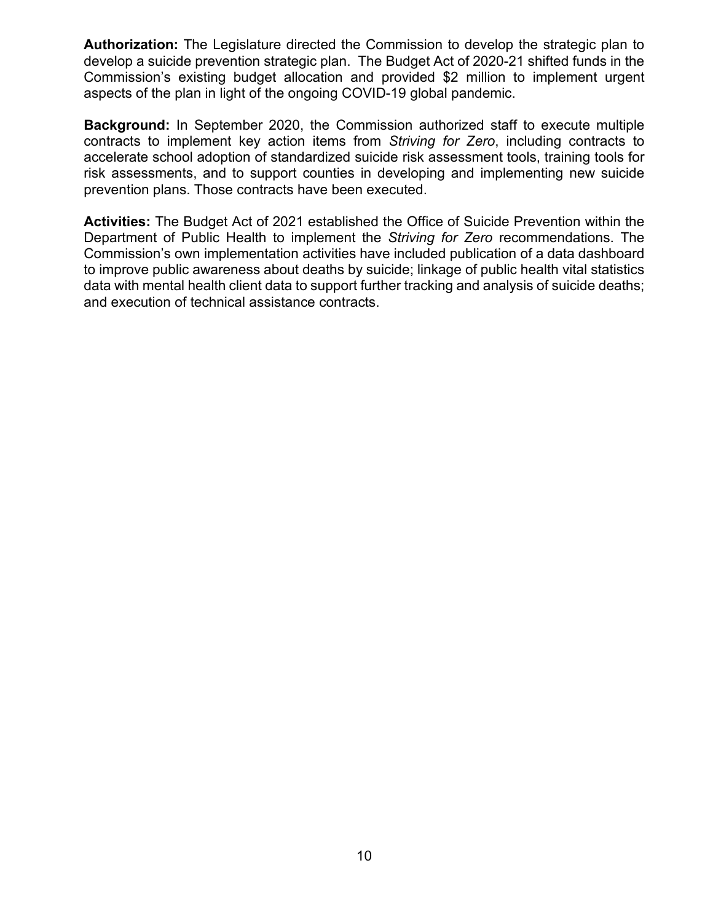**Authorization:** The Legislature directed the Commission to develop the strategic plan to develop a suicide prevention strategic plan. The Budget Act of 2020-21 shifted funds in the Commission's existing budget allocation and provided $2 million to implement urgent aspects of the plan in light of the ongoing COVID-19 global pandemic.

**Background:** In September 2020, the Commission authorized staff to execute multiple contracts to implement key action items from *Striving for Zero*, including contracts to accelerate school adoption of standardized suicide risk assessment tools, training tools for risk assessments, and to support counties in developing and implementing new suicide prevention plans. Those contracts have been executed.

**Activities:** The Budget Act of 2021 established the Office of Suicide Prevention within the Department of Public Health to implement the *Striving for Zero* recommendations. The Commission's own implementation activities have included publication of a data dashboard to improve public awareness about deaths by suicide; linkage of public health vital statistics data with mental health client data to support further tracking and analysis of suicide deaths; and execution of technical assistance contracts.